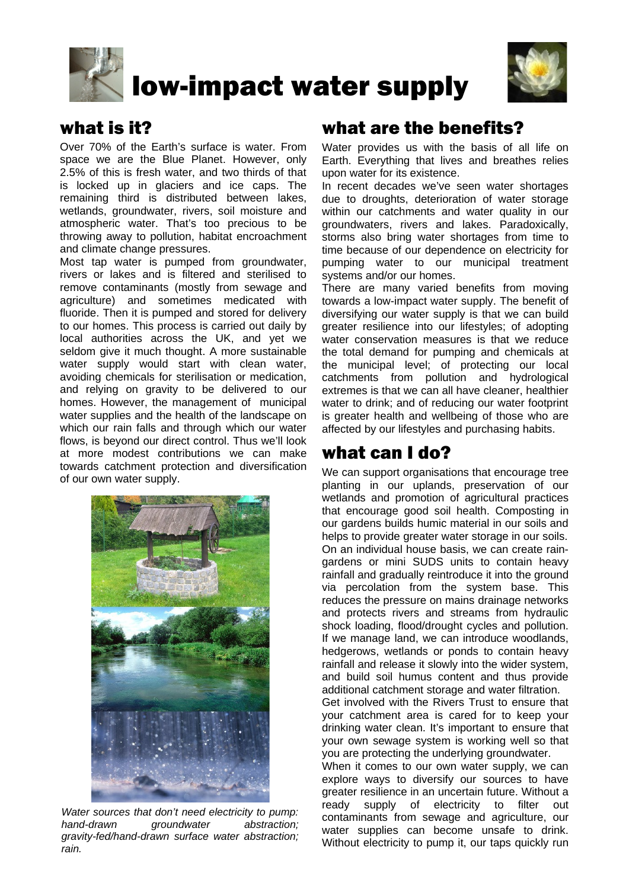# low-impact water supply

## what is it?

Over 70% of the Earth's surface is water. From space we are the Blue Planet. However, only 2.5% of this is fresh water, and two thirds of that is locked up in glaciers and ice caps. The remaining third is distributed between lakes, wetlands, groundwater, rivers, soil moisture and atmospheric water. That's too precious to be throwing away to pollution, habitat encroachment and climate change pressures.

Most tap water is pumped from groundwater, rivers or lakes and is filtered and sterilised to remove contaminants (mostly from sewage and agriculture) and sometimes medicated with fluoride. Then it is pumped and stored for delivery to our homes. This process is carried out daily by local authorities across the UK, and yet we seldom give it much thought. A more sustainable water supply would start with clean water, avoiding chemicals for sterilisation or medication, and relying on gravity to be delivered to our homes. However, the management of municipal water supplies and the health of the landscape on which our rain falls and through which our water flows, is beyond our direct control. Thus we'll look at more modest contributions we can make towards catchment protection and diversification of our own water supply.

*Water sources that don't need electricity to pump: hand-drawn groundwater abstraction; gravity-fed/hand-drawn surface water abstraction; rain.*

## what are the benefits?

Water provides us with the basis of all life on Earth. Everything that lives and breathes relies upon water for its existence.

In recent decades we've seen water shortages due to droughts, deterioration of water storage within our catchments and water quality in our groundwaters, rivers and lakes. Paradoxically, storms also bring water shortages from time to time because of our dependence on electricity for pumping water to our municipal treatment systems and/or our homes.

There are many varied benefits from moving towards a low-impact water supply. The benefit of diversifying our water supply is that we can build greater resilience into our lifestyles; of adopting water conservation measures is that we reduce the total demand for pumping and chemicals at the municipal level; of protecting our local catchments from pollution and hydrological extremes is that we can all have cleaner, healthier water to drink; and of reducing our water footprint is greater health and wellbeing of those who are affected by our lifestyles and purchasing habits.

## what can I do?

We can support organisations that encourage tree planting in our uplands, preservation of our wetlands and promotion of agricultural practices that encourage good soil health. Composting in our gardens builds humic material in our soils and helps to provide greater water storage in our soils. On an individual house basis, we can create rain-gardens or mini SUDS units to contain heavy rainfall and gradually reintroduce it into the ground via percolation from the system base. This reduces the pressure on mains drainage networks and protects rivers and streams from hydraulic shock loading, flood/drought cycles and pollution. If we manage land, we can introduce woodlands, hedgerows, wetlands or ponds to contain heavy rainfall and release it slowly into the wider system, and build soil humus content and thus provide additional catchment storage and water filtration.

Get involved with the Rivers Trust to ensure that your catchment area is cared for to keep your drinking water clean. It's important to ensure that your own sewage system is working well so that you are protecting the underlying groundwater.

When it comes to our own water supply, we can explore ways to diversify our sources to have greater resilience in an uncertain future. Without a ready supply of electricity to filter out contaminants from sewage and agriculture, our water supplies can become unsafe to drink. Without electricity to pump it, our taps quickly run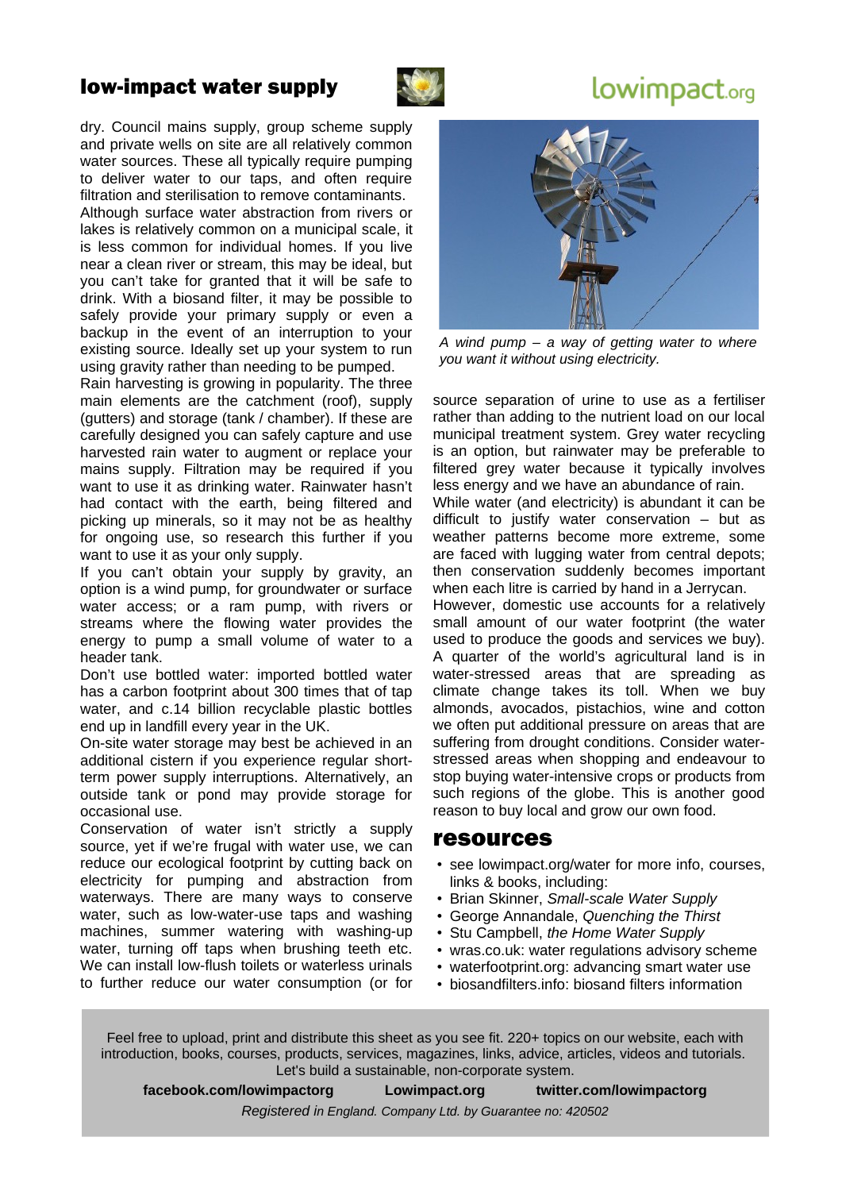dry. Council mains supply, group scheme supply and private wells on site are all relatively common water sources. These all typically require pumping to deliver water to our taps, and often require filtration and sterilisation to remove contaminants.

Although surface water abstraction from rivers or lakes is relatively common on a municipal scale, it is less common for individual homes. If you live near a clean river or stream, this may be ideal, but you can't take for granted that it will be safe to drink. With a biosand filter, it may be possible to safely provide your primary supply or even a backup in the event of an interruption to your existing source. Ideally set up your system to run using gravity rather than needing to be pumped.

Rain harvesting is growing in popularity. The three main elements are the catchment (roof), supply (gutters) and storage (tank / chamber). If these are carefully designed you can safely capture and use harvested rain water to augment or replace your mains supply. Filtration may be required if you want to use it as drinking water. Rainwater hasn't had contact with the earth, being filtered and picking up minerals, so it may not be as healthy for ongoing use, so research this further if you want to use it as your only supply.

If you can't obtain your supply by gravity, an option is a wind pump, for groundwater or surface water access; or a ram pump, with rivers or streams where the flowing water provides the energy to pump a small volume of water to a header tank.

Don't use bottled water: imported bottled water has a carbon footprint about 300 times that of tap water, and c.14 billion recyclable plastic bottles end up in landfill every year in the UK.

On-site water storage may best be achieved in an additional cistern if you experience regular short-term power supply interruptions. Alternatively, an outside tank or pond may provide storage for occasional use.

Conservation of water isn't strictly a supply source, yet if we're frugal with water use, we can reduce our ecological footprint by cutting back on electricity for pumping and abstraction from waterways. There are many ways to conserve water, such as low-water-use taps and washing machines, summer watering with washing-up water, turning off taps when brushing teeth etc. We can install low-flush toilets or waterless urinals to further reduce our water consumption (or for source separation of urine to use as a fertiliser rather than adding to the nutrient load on our local municipal treatment system. Grey water recycling is an option, but rainwater may be preferable to filtered grey water because it typically involves less energy and we have an abundance of rain.

*A wind pump – a way of getting water to where you want it without using electricity.*

While water (and electricity) is abundant it can be difficult to justify water conservation – but as weather patterns become more extreme, some are faced with lugging water from central depots; then conservation suddenly becomes important when each litre is carried by hand in a Jerrycan.

However, domestic use accounts for a relatively small amount of our water footprint (the water used to produce the goods and services we buy). A quarter of the world's agricultural land is in water-stressed areas that are spreading as climate change takes its toll. When we buy almonds, avocados, pistachios, wine and cotton we often put additional pressure on areas that are suffering from drought conditions. Consider water-stressed areas when shopping and endeavour to stop buying water-intensive crops or products from such regions of the globe. This is another good reason to buy local and grow our own food.

## resources

- see lowimpact.org/water for more info, courses, links & books, including:
- Brian Skinner, *Small-scale Water Supply*
- George Annandale, *Quenching the Thirst*
- Stu Campbell, *the Home Water Supply*
- wras.co.uk: water regulations advisory scheme
- waterfootprint.org: advancing smart water use
- biosandfilters.info: biosand filters information

Feel free to upload, print and distribute this sheet as you see fit. 220+ topics on our website, each with introduction, books, courses, products, services, magazines, links, advice, articles, videos and tutorials. Let's build a sustainable, non-corporate system.

**facebook.com/lowimpactorg** **Lowimpact.org** **twitter.com/lowimpactorg**

*Registered in England. Company Ltd. by Guarantee no: 420502*